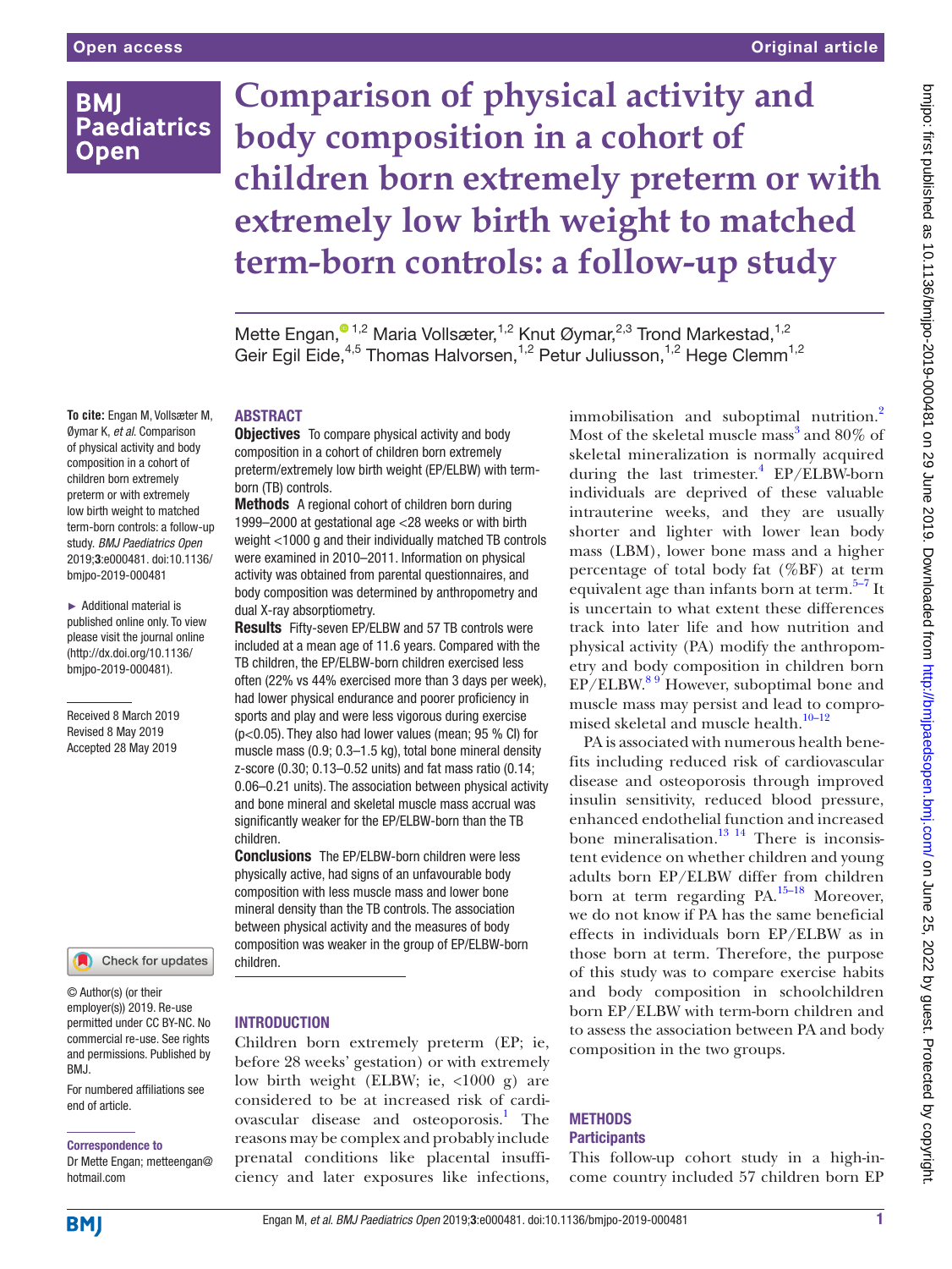# Comparison of physical activity and body composition in a cohort of children born extremely preterm or with extremely low birth weight to matched term-born controls: a follow-up study

Mette Engan,[1,2] Maria Vollsæter,[1,2] Knut Øymar,[2,3] Trond Markestad,[1,2] Geir Egil Eide,[4,5] Thomas Halvorsen,[1,2] Petur Juliusson,[1,2] Hege Clemm[1,2]

**To cite:** Engan M, Vollsæter M, Øymar K, *et al*. Comparison of physical activity and body composition in a cohort of children born extremely preterm or with extremely low birth weight to matched term-born controls: a follow-up study. *BMJ Paediatrics Open* 2019;**3**:e000481. doi:10.1136/bmjpo-2019-000481

► Additional material is published online only. To view please visit the journal online (http://dx.doi.org/10.1136/bmjpo-2019-000481).

Received 8 March 2019
Revised 8 May 2019
Accepted 28 May 2019

© Author(s) (or their employer(s)) 2019. Re-use permitted under CC BY-NC. No commercial re-use. See rights and permissions. Published by BMJ.

For numbered affiliations see end of article.

**Correspondence to**
Dr Mette Engan; metteengan@hotmail.com

## ABSTRACT

**Objectives** To compare physical activity and body composition in a cohort of children born extremely preterm/extremely low birth weight (EP/ELBW) with term-born (TB) controls.

**Methods** A regional cohort of children born during 1999–2000 at gestational age <28 weeks or with birth weight <1000 g and their individually matched TB controls were examined in 2010–2011. Information on physical activity was obtained from parental questionnaires, and body composition was determined by anthropometry and dual X-ray absorptiometry.

**Results** Fifty-seven EP/ELBW and 57 TB controls were included at a mean age of 11.6 years. Compared with the TB children, the EP/ELBW-born children exercised less often (22% vs 44% exercised more than 3 days per week), had lower physical endurance and poorer proficiency in sports and play and were less vigorous during exercise ($p<0.05$). They also had lower values (mean; 95 % CI) for muscle mass (0.9; 0.3–1.5 kg), total bone mineral density z-score (0.30; 0.13–0.52 units) and fat mass ratio (0.14; 0.06–0.21 units). The association between physical activity and bone mineral and skeletal muscle mass accrual was significantly weaker for the EP/ELBW-born than the TB children.

**Conclusions** The EP/ELBW-born children were less physically active, had signs of an unfavourable body composition with less muscle mass and lower bone mineral density than the TB controls. The association between physical activity and the measures of body composition was weaker in the group of EP/ELBW-born children.

## INTRODUCTION

Children born extremely preterm (EP; ie, before 28 weeks' gestation) or with extremely low birth weight (ELBW; ie, <1000 g) are considered to be at increased risk of cardiovascular disease and osteoporosis.[1] The reasons may be complex and probably include prenatal conditions like placental insufficiency and later exposures like infections, immobilisation and suboptimal nutrition.[2] Most of the skeletal muscle mass[3] and 80% of skeletal mineralization is normally acquired during the last trimester.[4] EP/ELBW-born individuals are deprived of these valuable intrauterine weeks, and they are usually shorter and lighter with lower lean body mass (LBM), lower bone mass and a higher percentage of total body fat (%BF) at term equivalent age than infants born at term.[5–7] It is uncertain to what extent these differences track into later life and how nutrition and physical activity (PA) modify the anthropometry and body composition in children born EP/ELBW.[8 9] However, suboptimal bone and muscle mass may persist and lead to compromised skeletal and muscle health.[10–12]

PA is associated with numerous health benefits including reduced risk of cardiovascular disease and osteoporosis through improved insulin sensitivity, reduced blood pressure, enhanced endothelial function and increased bone mineralisation.[13 14] There is inconsistent evidence on whether children and young adults born EP/ELBW differ from children born at term regarding PA.[15–18] Moreover, we do not know if PA has the same beneficial effects in individuals born EP/ELBW as in those born at term. Therefore, the purpose of this study was to compare exercise habits and body composition in schoolchildren born EP/ELBW with term-born children and to assess the association between PA and body composition in the two groups.

## METHODS

### Participants

This follow-up cohort study in a high-income country included 57 children born EP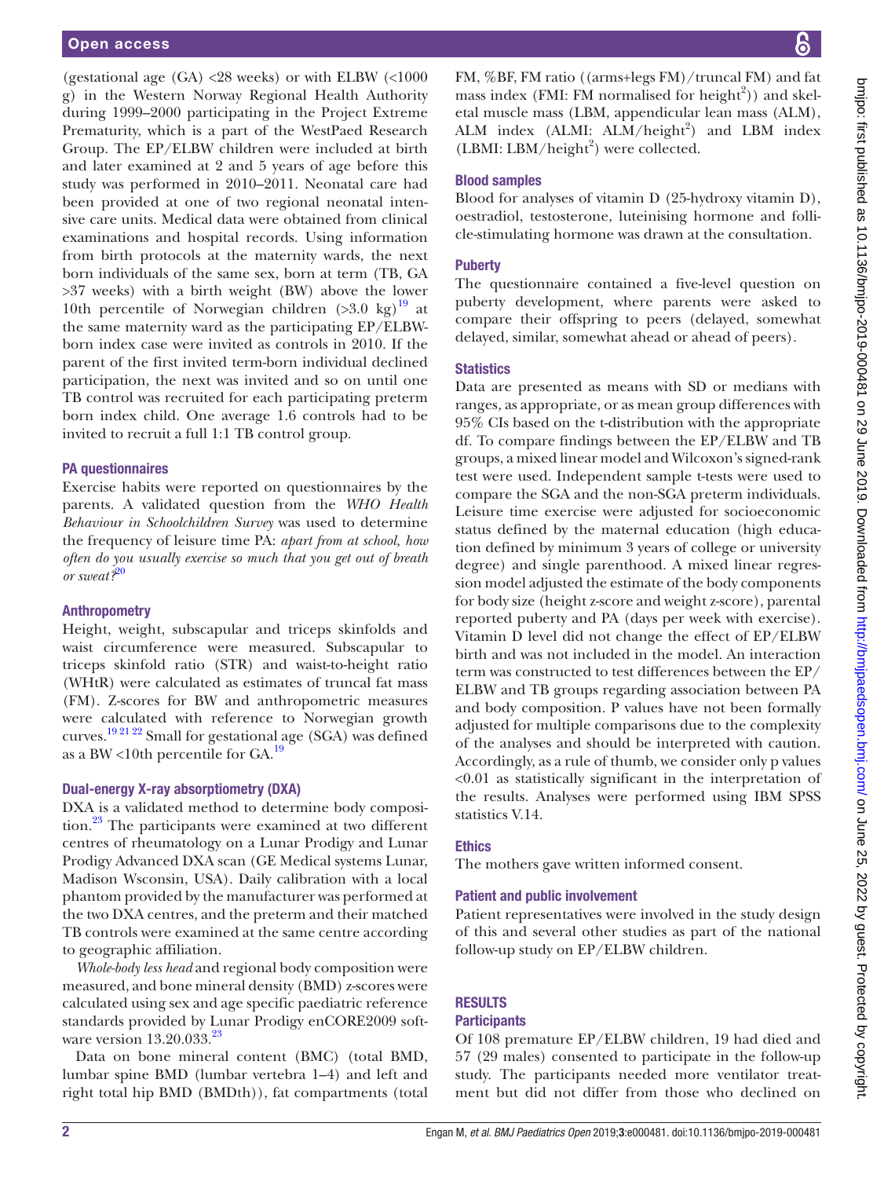(gestational age (GA) <28 weeks) or with ELBW (<1000 g) in the Western Norway Regional Health Authority during 1999–2000 participating in the Project Extreme Prematurity, which is a part of the WestPaed Research Group. The EP/ELBW children were included at birth and later examined at 2 and 5 years of age before this study was performed in 2010–2011. Neonatal care had been provided at one of two regional neonatal intensive care units. Medical data were obtained from clinical examinations and hospital records. Using information from birth protocols at the maternity wards, the next born individuals of the same sex, born at term (TB, GA >37 weeks) with a birth weight (BW) above the lower 10th percentile of Norwegian children (>3.0 kg)[19] at the same maternity ward as the participating EP/ELBW-born index case were invited as controls in 2010. If the parent of the first invited term-born individual declined participation, the next was invited and so on until one TB control was recruited for each participating preterm born index child. One average 1.6 controls had to be invited to recruit a full 1:1 TB control group.

### PA questionnaires

Exercise habits were reported on questionnaires by the parents. A validated question from the *WHO Health Behaviour in Schoolchildren Survey* was used to determine the frequency of leisure time PA: *apart from at school, how often do you usually exercise so much that you get out of breath or sweat?*[20]

### Anthropometry

Height, weight, subscapular and triceps skinfolds and waist circumference were measured. Subscapular to triceps skinfold ratio (STR) and waist-to-height ratio (WHtR) were calculated as estimates of truncal fat mass (FM). Z-scores for BW and anthropometric measures were calculated with reference to Norwegian growth curves.[19 21 22] Small for gestational age (SGA) was defined as a BW <10th percentile for GA.[19]

### Dual-energy X-ray absorptiometry (DXA)

DXA is a validated method to determine body composition.[23] The participants were examined at two different centres of rheumatology on a Lunar Prodigy and Lunar Prodigy Advanced DXA scan (GE Medical systems Lunar, Madison Wsconsin, USA). Daily calibration with a local phantom provided by the manufacturer was performed at the two DXA centres, and the preterm and their matched TB controls were examined at the same centre according to geographic affiliation.

*Whole-body less head* and regional body composition were measured, and bone mineral density (BMD) z-scores were calculated using sex and age specific paediatric reference standards provided by Lunar Prodigy enCORE2009 software version 13.20.033.[23]

Data on bone mineral content (BMC) (total BMD, lumbar spine BMD (lumbar vertebra 1–4) and left and right total hip BMD (BMDth)), fat compartments (total FM, %BF, FM ratio ((arms+legs FM)/truncal FM) and fat mass index (FMI: FM normalised for height$^2$)) and skeletal muscle mass (LBM, appendicular lean mass (ALM), ALM index (ALMI: ALM/height$^2$) and LBM index (LBMI: LBM/height$^2$) were collected.

### Blood samples

Blood for analyses of vitamin D (25-hydroxy vitamin D), oestradiol, testosterone, luteinising hormone and follicle-stimulating hormone was drawn at the consultation.

### Puberty

The questionnaire contained a five-level question on puberty development, where parents were asked to compare their offspring to peers (delayed, somewhat delayed, similar, somewhat ahead or ahead of peers).

### Statistics

Data are presented as means with SD or medians with ranges, as appropriate, or as mean group differences with 95% CIs based on the t-distribution with the appropriate df. To compare findings between the EP/ELBW and TB groups, a mixed linear model and Wilcoxon's signed-rank test were used. Independent sample t-tests were used to compare the SGA and the non-SGA preterm individuals. Leisure time exercise were adjusted for socioeconomic status defined by the maternal education (high education defined by minimum 3 years of college or university degree) and single parenthood. A mixed linear regression model adjusted the estimate of the body components for body size (height z-score and weight z-score), parental reported puberty and PA (days per week with exercise). Vitamin D level did not change the effect of EP/ELBW birth and was not included in the model. An interaction term was constructed to test differences between the EP/ELBW and TB groups regarding association between PA and body composition. P values have not been formally adjusted for multiple comparisons due to the complexity of the analyses and should be interpreted with caution. Accordingly, as a rule of thumb, we consider only p values <0.01 as statistically significant in the interpretation of the results. Analyses were performed using IBM SPSS statistics V.14.

### Ethics

The mothers gave written informed consent.

### Patient and public involvement

Patient representatives were involved in the study design of this and several other studies as part of the national follow-up study on EP/ELBW children.

## RESULTS

### Participants

Of 108 premature EP/ELBW children, 19 had died and 57 (29 males) consented to participate in the follow-up study. The participants needed more ventilator treatment but did not differ from those who declined on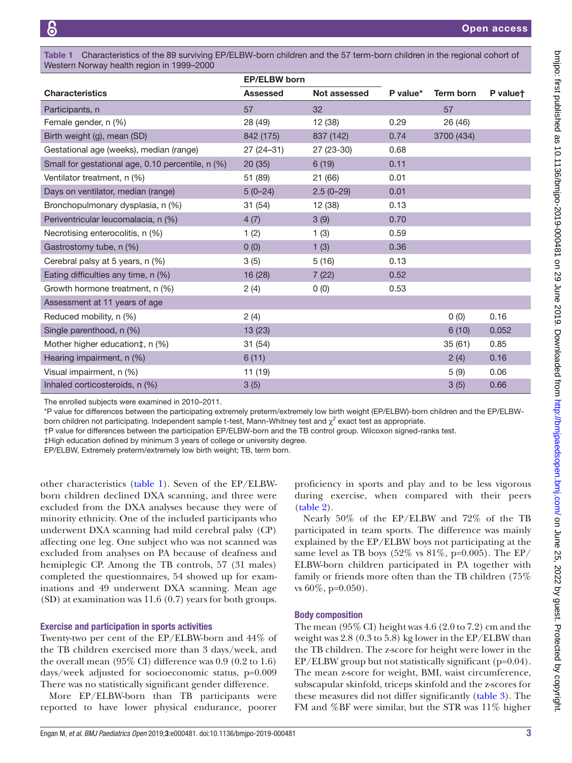**Table 1** Characteristics of the 89 surviving EP/ELBW-born children and the 57 term-born children in the regional cohort of Western Norway health region in 1999–2000

| | EP/ELBW born | | | | |
|---|---|---|---|---|---|
| **Characteristics** | **Assessed** | **Not assessed** | **P value*** | **Term born** | **P value†** |
| Participants, n | 57 | 32 | | 57 | |
| Female gender, n (%) | 28 (49) | 12 (38) | 0.29 | 26 (46) | |
| Birth weight (g), mean (SD) | 842 (175) | 837 (142) | 0.74 | 3700 (434) | |
| Gestational age (weeks), median (range) | 27 (24–31) | 27 (23-30) | 0.68 | | |
| Small for gestational age, 0.10 percentile, n (%) | 20 (35) | 6 (19) | 0.11 | | |
| Ventilator treatment, n (%) | 51 (89) | 21 (66) | 0.01 | | |
| Days on ventilator, median (range) | 5 (0–24) | 2.5 (0–29) | 0.01 | | |
| Bronchopulmonary dysplasia, n (%) | 31 (54) | 12 (38) | 0.13 | | |
| Periventricular leucomalacia, n (%) | 4 (7) | 3 (9) | 0.70 | | |
| Necrotising enterocolitis, n (%) | 1 (2) | 1 (3) | 0.59 | | |
| Gastrostomy tube, n (%) | 0 (0) | 1 (3) | 0.36 | | |
| Cerebral palsy at 5 years, n (%) | 3 (5) | 5 (16) | 0.13 | | |
| Eating difficulties any time, n (%) | 16 (28) | 7 (22) | 0.52 | | |
| Growth hormone treatment, n (%) | 2 (4) | 0 (0) | 0.53 | | |
| Assessment at 11 years of age | | | | | |
| Reduced mobility, n (%) | 2 (4) | | | 0 (0) | 0.16 |
| Single parenthood, n (%) | 13 (23) | | | 6 (10) | 0.052 |
| Mother higher education‡, n (%) | 31 (54) | | | 35 (61) | 0.85 |
| Hearing impairment, n (%) | 6 (11) | | | 2 (4) | 0.16 |
| Visual impairment, n (%) | 11 (19) | | | 5 (9) | 0.06 |
| Inhaled corticosteroids, n (%) | 3 (5) | | | 3 (5) | 0.66 |

The enrolled subjects were examined in 2010–2011.
*P value for differences between the participating extremely preterm/extremely low birth weight (EP/ELBW)-born children and the EP/ELBW-born children not participating. Independent sample t-test, Mann-Whitney test and $\chi^2$ exact test as appropriate.
†P value for differences between the participation EP/ELBW-born and the TB control group. Wilcoxon signed-ranks test.
‡High education defined by minimum 3 years of college or university degree.
EP/ELBW, Extremely preterm/extremely low birth weight; TB, term born.

other characteristics (table 1). Seven of the EP/ELBW-born children declined DXA scanning, and three were excluded from the DXA analyses because they were of minority ethnicity. One of the included participants who underwent DXA scanning had mild cerebral palsy (CP) affecting one leg. One subject who was not scanned was excluded from analyses on PA because of deafness and hemiplegic CP. Among the TB controls, 57 (31 males) completed the questionnaires, 54 showed up for examinations and 49 underwent DXA scanning. Mean age (SD) at examination was 11.6 (0.7) years for both groups.

### Exercise and participation in sports activities

Twenty-two per cent of the EP/ELBW-born and 44% of the TB children exercised more than 3 days/week, and the overall mean (95% CI) difference was 0.9 (0.2 to 1.6) days/week adjusted for socioeconomic status, p=0.009 There was no statistically significant gender difference.

More EP/ELBW-born than TB participants were reported to have lower physical endurance, poorer proficiency in sports and play and to be less vigorous during exercise, when compared with their peers (table 2).

Nearly 50% of the EP/ELBW and 72% of the TB participated in team sports. The difference was mainly explained by the EP/ELBW boys not participating at the same level as TB boys (52% vs 81%, p=0.005). The EP/ELBW-born children participated in PA together with family or friends more often than the TB children (75% vs 60%, p=0.050).

### Body composition

The mean (95% CI) height was 4.6 (2.0 to 7.2) cm and the weight was 2.8 (0.3 to 5.8) kg lower in the EP/ELBW than the TB children. The z-score for height were lower in the EP/ELBW group but not statistically significant (p=0.04). The mean z-score for weight, BMI, waist circumference, subscapular skinfold, triceps skinfold and the z-scores for these measures did not differ significantly (table 3). The FM and %BF were similar, but the STR was 11% higher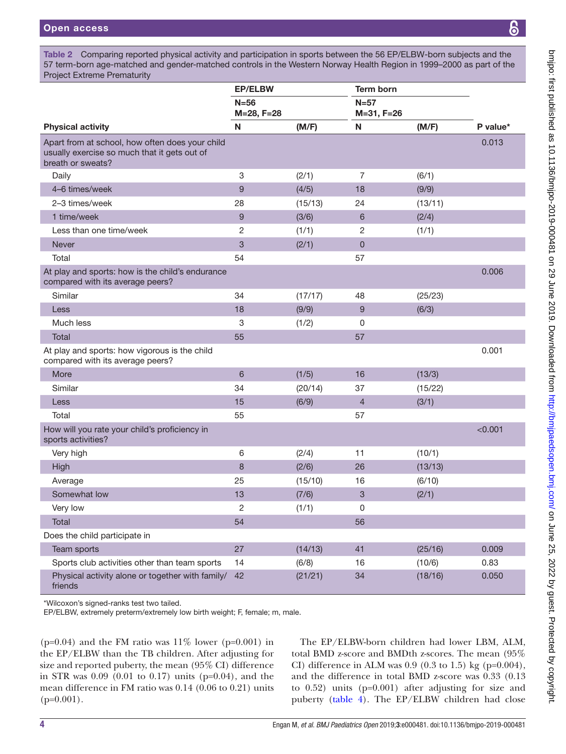**Table 2** Comparing reported physical activity and participation in sports between the 56 EP/ELBW-born subjects and the 57 term-born age-matched and gender-matched controls in the Western Norway Health Region in 1999–2000 as part of the Project Extreme Prematurity

| | EP/ELBW | | Term born | | |
|---|---|---|---|---|---|
| | N=56 M=28, F=28 | | N=57 M=31, F=26 | | |
| **Physical activity** | **N** | **(M/F)** | **N** | **(M/F)** | **P value*** |
| Apart from at school, how often does your child usually exercise so much that it gets out of breath or sweats? | | | | | 0.013 |
| Daily | 3 | (2/1) | 7 | (6/1) | |
| 4–6 times/week | 9 | (4/5) | 18 | (9/9) | |
| 2–3 times/week | 28 | (15/13) | 24 | (13/11) | |
| 1 time/week | 9 | (3/6) | 6 | (2/4) | |
| Less than one time/week | 2 | (1/1) | 2 | (1/1) | |
| Never | 3 | (2/1) | 0 | | |
| Total | 54 | | 57 | | |
| At play and sports: how is the child's endurance compared with its average peers? | | | | | 0.006 |
| Similar | 34 | (17/17) | 48 | (25/23) | |
| Less | 18 | (9/9) | 9 | (6/3) | |
| Much less | 3 | (1/2) | 0 | | |
| Total | 55 | | 57 | | |
| At play and sports: how vigorous is the child compared with its average peers? | | | | | 0.001 |
| More | 6 | (1/5) | 16 | (13/3) | |
| Similar | 34 | (20/14) | 37 | (15/22) | |
| Less | 15 | (6/9) | 4 | (3/1) | |
| Total | 55 | | 57 | | |
| How will you rate your child's proficiency in sports activities? | | | | | <0.001 |
| Very high | 6 | (2/4) | 11 | (10/1) | |
| High | 8 | (2/6) | 26 | (13/13) | |
| Average | 25 | (15/10) | 16 | (6/10) | |
| Somewhat low | 13 | (7/6) | 3 | (2/1) | |
| Very low | 2 | (1/1) | 0 | | |
| Total | 54 | | 56 | | |
| Does the child participate in | | | | | |
| Team sports | 27 | (14/13) | 41 | (25/16) | 0.009 |
| Sports club activities other than team sports | 14 | (6/8) | 16 | (10/6) | 0.83 |
| Physical activity alone or together with family/friends | 42 | (21/21) | 34 | (18/16) | 0.050 |

*Wilcoxon's signed-ranks test two tailed.
EP/ELBW, extremely preterm/extremely low birth weight; F, female; m, male.

(p=0.04) and the FM ratio was 11% lower (p=0.001) in the EP/ELBW than the TB children. After adjusting for size and reported puberty, the mean (95% CI) difference in STR was 0.09 (0.01 to 0.17) units (p=0.04), and the mean difference in FM ratio was 0.14 (0.06 to 0.21) units (p=0.001).

The EP/ELBW-born children had lower LBM, ALM, total BMD z-score and BMDth z-scores. The mean (95% CI) difference in ALM was 0.9 (0.3 to 1.5) kg (p=0.004), and the difference in total BMD z-score was 0.33 (0.13 to 0.52) units (p=0.001) after adjusting for size and puberty (table 4). The EP/ELBW children had close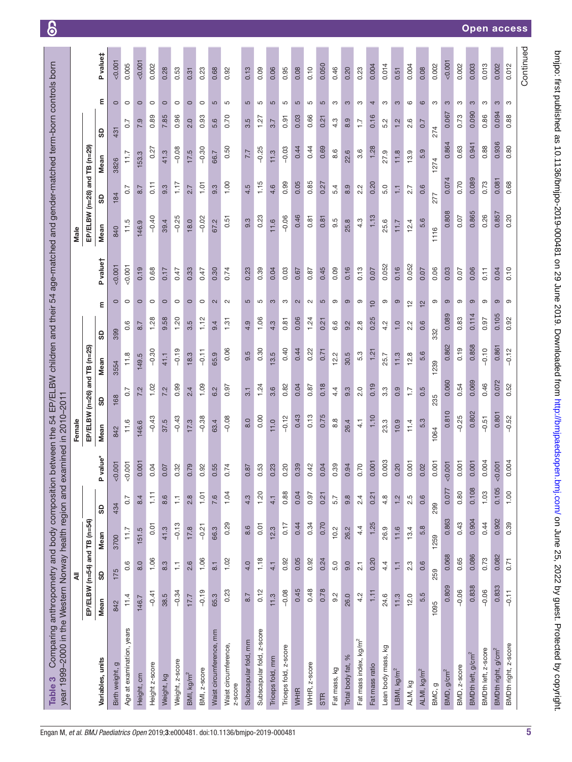**Table 3** Comparing anthropometry and body composition between the 54 EP/ELBW children and their 54 age-matched and gender-matched term-born controls born year 1999–2000 in the Western Norway health region and examined in 2010–2011

| | All | | | | | Female | | | | | | Male | | | | | |
|---|---|---|---|---|---|---|---|---|---|---|---|---|---|---|---|---|---|
| | EP/ELBW (n=54) and TB (n=54) | | | | | EP/ELBW (n=26) and TB (n=25) | | | | | | EP/ELBW (n=28) and TB (n=29) | | | | | |
| Variables, units | Mean | SD | Mean | SD | P value* | Mean | SD | Mean | SD | m | P value† | Mean | SD | Mean | SD | m | P value‡ |
| Birth weight, g | 842 | 175 | 3700 | 434 | <0.001 | 842 | 168 | 3554 | 399 | 0 | <0.001 | 840 | 184 | 3826 | 431 | 0 | <0.001 |
| Age at examination, years | 11.4 | 0.6 | 11.7 | 0.7 | <0.001 | 11.6 | 0.7 | 11.8 | 0.6 | 0 | <0.001 | 11.5 | 0.7 | 11.7 | 0.7 | 0 | 0.005 |
| Height, cm | 146.7 | 8.0 | 151.5 | 8.4 | 0.001 | 146.6 | 7.2 | 149.5 | 8.7 | 0 | 0.19 | 146.9 | 8.7 | 153.3 | 7.9 | 0 | <0.001 |
| Height z-score | −0.41 | 1.06 | 0.01 | 1.11 | 0.04 | −0.43 | 1.02 | −0.30 | 1.28 | 0 | 0.68 | −0.40 | 0.11 | 0.27 | 0.89 | 0 | 0.002 |
| Weight, kg | 38.5 | 8.3 | 41.3 | 8.6 | 0.07 | 37.5 | 7.2 | 41.1 | 9.58 | 0 | 0.17 | 39.4 | 9.3 | 41.3 | 7.85 | 0 | 0.28 |
| Weight, z-score | −0.34 | 1.1 | −0.13 | 1.1 | 0.32 | −0.43 | 0.99 | −0.19 | 1.20 | 0 | 0.47 | −0.25 | 1.17 | −0.08 | 0.96 | 0 | 0.53 |
| BMI, kg/m$^2$ | 17.7 | 2.6 | 17.8 | 2.8 | 0.79 | 17.3 | 2.4 | 18.3 | 3.5 | 0 | 0.33 | 18.0 | 2.7 | 17.5 | 2.0 | 0 | 0.31 |
| BMI, z-score | −0.19 | 1.06 | −0.21 | 1.01 | 0.92 | −0.38 | 1.09 | −0.11 | 1.12 | 0 | 0.47 | −0.02 | 1.01 | −0.30 | 0.93 | 0 | 0.23 |
| Waist circumference, mm | 65.3 | 8.1 | 66.3 | 7.6 | 0.55 | 63.4 | 6.2 | 65.9 | 9.4 | 2 | 0.30 | 67.2 | 9.3 | 66.7 | 5.6 | 5 | 0.68 |
| Waist circumference, z-score | 0.23 | 1.02 | 0.29 | 1.04 | 0.74 | −0.08 | 0.97 | 0.06 | 1.31 | 2 | 0.74 | 0.51 | 1.00 | 0.50 | 0.70 | 5 | 0.92 |
| Subscapular fold, mm | 8.7 | 4.0 | 8.6 | 4.3 | 0.87 | 8.0 | 3.1 | 9.5 | 4.9 | 5 | 0.23 | 9.3 | 4.5 | 7.7 | 3.5 | 5 | 0.13 |
| Subscapular fold, z-score | 0.12 | 1.18 | 0.01 | 1.20 | 0.53 | 0.00 | 1.24 | 0.30 | 1.06 | 5 | 0.39 | 0.23 | 1.15 | −0.25 | 1.27 | 5 | 0.09 |
| Triceps fold, mm | 11.3 | 4.1 | 12.3 | 4.1 | 0.23 | 11.0 | 3.6 | 13.5 | 4.3 | 3 | 0.04 | 11.6 | 4.6 | 11.3 | 3.7 | 5 | 0.06 |
| Triceps fold, z-score | −0.08 | 0.92 | 0.17 | 0.88 | 0.20 | −0.12 | 0.82 | 0.40 | 0.81 | 3 | 0.03 | −0.06 | 0.99 | −0.03 | 0.91 | 5 | 0.95 |
| WHtR | 0.45 | 0.05 | 0.44 | 0.04 | 0.39 | 0.43 | 0.04 | 0.44 | 0.06 | 2 | 0.67 | 0.46 | 0.05 | 0.44 | 0.03 | 5 | 0.08 |
| WHtR, z-score | 0.48 | 0.92 | 0.34 | 0.97 | 0.42 | 0.13 | 0.87 | 0.22 | 1.24 | 2 | 0.87 | 0.81 | 0.85 | 0.44 | 0.66 | 5 | 0.10 |
| STR | 0.78 | 0.24 | 0.70 | 0.21 | 0.04 | 0.75 | 0.18 | 0.71 | 0.21 | 5 | 0.45 | 0.81 | 0.27 | 0.69 | 0.21 | 5 | 0.050 |
| Fat mass, kg | 9.2 | 5.0 | 10.2 | 5.7 | 0.39 | 8.8 | 4.4 | 12.2 | 6.6 | 9 | 0.09 | 9.5 | 5.4 | 8.6 | 4.3 | 3 | 0.46 |
| Total body fat, % | 26.0 | 9.0 | 26.2 | 9.8 | 0.94 | 26.4 | 9.3 | 30.5 | 9.2 | 9 | 0.16 | 25.8 | 8.9 | 22.6 | 8.9 | 3 | 0.20 |
| Fat mass index, kg/m$^2$ | 4.2 | 2.1 | 4.4 | 2.4 | 0.70 | 4.1 | 2.0 | 5.3 | 2.8 | 9 | 0.13 | 4.3 | 2.2 | 3.6 | 1.7 | 3 | 0.23 |
| Fat mass ratio | 1.11 | 0.20 | 1.25 | 0.21 | 0.001 | 1.10 | 0.19 | 1.21 | 0.25 | 10 | 0.07 | 1.13 | 0.20 | 1.28 | 0.16 | 4 | 0.004 |
| Lean body mass, kg | 24.6 | 4.4 | 26.9 | 4.8 | 0.003 | 23.3 | 3.3 | 25.7 | 4.2 | 9 | 0.052 | 25.6 | 5.0 | 27.9 | 5.2 | 3 | 0.014 |
| LBMI, kg/m$^2$ | 11.3 | 1.1 | 11.6 | 1.2 | 0.20 | 10.9 | 0.9 | 11.3 | 1.0 | 9 | 0.16 | 11.7 | 1.1 | 11.8 | 1.2 | 3 | 0.51 |
| ALM, kg | 12.0 | 2.3 | 13.4 | 2.5 | 0.001 | 11.4 | 1.7 | 12.8 | 2.2 | 12 | 0.052 | 12.4 | 2.7 | 13.9 | 2.6 | 6 | 0.004 |
| ALMI, kg/m$^2$ | 5.5 | 0.6 | 5.8 | 0.6 | 0.02 | 5.3 | 0.5 | 5.6 | 0.6 | 12 | 0.07 | 5.6 | 0.6 | 5.9 | 0.7 | 6 | 0.08 |
| BMC, g | 1095 | 259 | 1259 | 299 | 0.001 | 1064 | 235 | 1239 | 332 | 9 | 0.06 | 1116 | 277 | 1274 | 274 | 3 | 0.002 |
| BMD, g/cm$^2$ | 0.809 | 0.068 | 0.863 | 0.077 | <0.001 | 0.810 | 0.060 | 0.862 | 0.089 | 9 | 0.03 | 0.808 | 0.074 | 0.864 | 0.067 | 3 | <0.001 |
| BMD, z-score | −0.06 | 0.65 | 0.43 | 0.80 | 0.001 | −0.25 | 0.54 | 0.19 | 0.83 | 9 | 0.07 | 0.07 | 0.70 | 0.63 | 0.73 | 3 | 0.002 |
| BMDth left, g/cm$^2$ | 0.838 | 0.086 | 0.904 | 0.108 | 0.001 | 0.802 | 0.069 | 0.858 | 0.114 | 9 | 0.06 | 0.865 | 0.089 | 0.941 | 0.090 | 3 | 0.003 |
| BMDth left, z-score | −0.06 | 0.73 | 0.44 | 1.03 | 0.004 | −0.51 | 0.46 | −0.10 | 0.97 | 9 | 0.11 | 0.26 | 0.73 | 0.88 | 0.86 | 3 | 0.013 |
| BMDth right, g/cm$^2$ | 0.833 | 0.082 | 0.902 | 0.105 | <0.001 | 0.801 | 0.072 | 0.861 | 0.105 | 9 | 0.04 | 0.857 | 0.081 | 0.936 | 0.094 | 3 | 0.002 |
| BMDth right, z-score | −0.11 | 0.71 | 0.39 | 1.00 | 0.004 | −0.52 | 0.52 | −0.12 | 0.92 | 9 | 0.10 | 0.20 | 0.68 | 0.80 | 0.88 | 3 | 0.012 |

Continued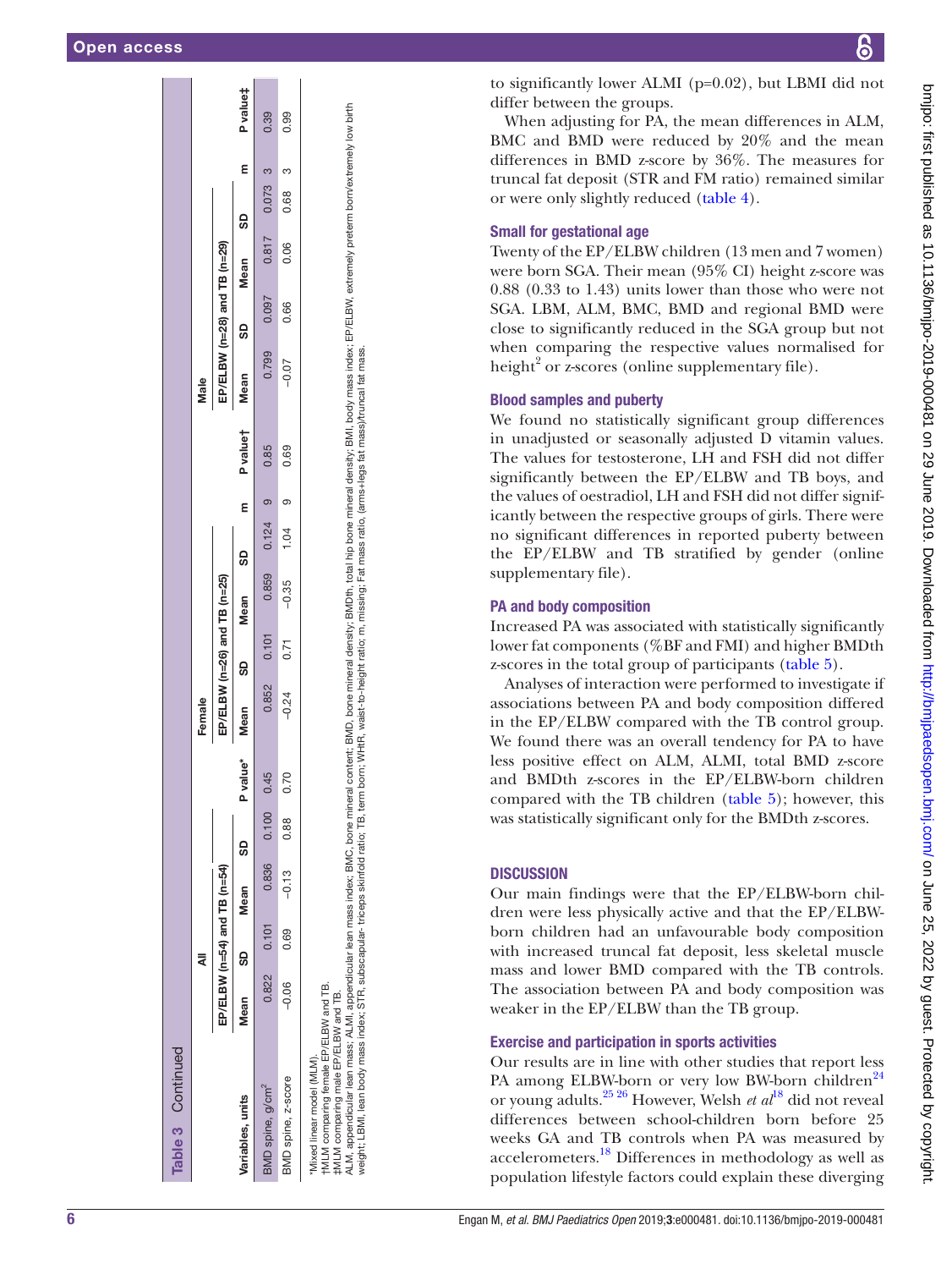**Table 3 Continued**

| Variables, units | All | | | | | Female | | | | | | Male | | | | | |
|---|---|---|---|---|---|---|---|---|---|---|---|---|---|---|---|---|---|
| | EP/ELBW (n=54) and TB (n=54) | | | | | EP/ELBW (n=26) and TB (n=25) | | | | | | EP/ELBW (n=28) and TB (n=29) | | | | | |
| | Mean | SD | Mean | SD | P value* | Mean | SD | Mean | SD | m | P value† | Mean | SD | Mean | SD | m | P value‡ |
| BMD spine, g/cm² | 0.822 | 0.101 | 0.836 | 0.100 | 0.45 | 0.852 | 0.101 | 0.859 | 0.124 | 9 | 0.85 | 0.799 | 0.097 | 0.817 | 0.073 | 3 | 0.39 |
| BMD spine, z-score | −0.06 | 0.69 | −0.13 | 0.88 | 0.70 | −0.24 | 0.71 | −0.35 | 1.04 | 9 | 0.69 | −0.07 | 0.66 | 0.06 | 0.68 | 3 | 0.99 |

*Mixed linear model (MLM).
†MLM comparing female EP/ELBW and TB.
‡MLM comparing male EP/ELBW and TB.
ALM, appendicular lean mass; ALMI, appendicular lean mass index; BMC, bone mineral content; BMD, bone mineral density; BMDth, total hip bone mineral density; BMI, body mass index; EP/ELBW, extremely preterm born/extremely low birth weight; LBMI, lean body mass index; STR, subscapular- triceps skinfold ratio; TB, term born; WHtR, waist-to-height ratio; m, missing; Fat mass ratio, (arms+legs fat mass)/truncal fat mass.

to significantly lower ALMI (p=0.02), but LBMI did not differ between the groups.

When adjusting for PA, the mean differences in ALM, BMC and BMD were reduced by 20% and the mean differences in BMD z-score by 36%. The measures for truncal fat deposit (STR and FM ratio) remained similar or were only slightly reduced (table 4).

### Small for gestational age

Twenty of the EP/ELBW children (13 men and 7 women) were born SGA. Their mean (95% CI) height z-score was 0.88 (0.33 to 1.43) units lower than those who were not SGA. LBM, ALM, BMC, BMD and regional BMD were close to significantly reduced in the SGA group but not when comparing the respective values normalised for height$^2$ or z-scores (online supplementary file).

### Blood samples and puberty

We found no statistically significant group differences in unadjusted or seasonally adjusted D vitamin values. The values for testosterone, LH and FSH did not differ significantly between the EP/ELBW and TB boys, and the values of oestradiol, LH and FSH did not differ significantly between the respective groups of girls. There were no significant differences in reported puberty between the EP/ELBW and TB stratified by gender (online supplementary file).

### PA and body composition

Increased PA was associated with statistically significantly lower fat components (%BF and FMI) and higher BMDth z-scores in the total group of participants (table 5).

Analyses of interaction were performed to investigate if associations between PA and body composition differed in the EP/ELBW compared with the TB control group. We found there was an overall tendency for PA to have less positive effect on ALM, ALMI, total BMD z-score and BMDth z-scores in the EP/ELBW-born children compared with the TB children (table 5); however, this was statistically significant only for the BMDth z-scores.

## DISCUSSION

Our main findings were that the EP/ELBW-born children were less physically active and that the EP/ELBW-born children had an unfavourable body composition with increased truncal fat deposit, less skeletal muscle mass and lower BMD compared with the TB controls. The association between PA and body composition was weaker in the EP/ELBW than the TB group.

### Exercise and participation in sports activities

Our results are in line with other studies that report less PA among ELBW-born or very low BW-born children[24] or young adults.[25 26] However, Welsh *et al*[18] did not reveal differences between school-children born before 25 weeks GA and TB controls when PA was measured by accelerometers.[18] Differences in methodology as well as population lifestyle factors could explain these diverging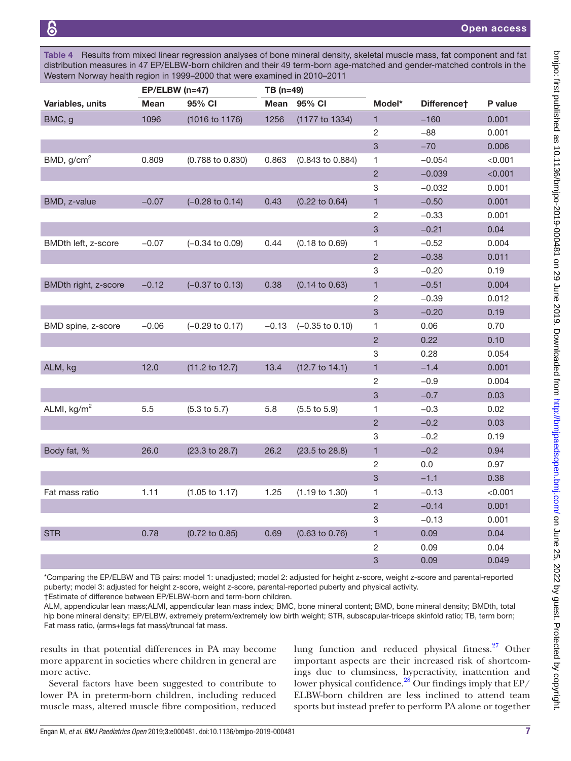Table 4 Results from mixed linear regression analyses of bone mineral density, skeletal muscle mass, fat component and fat distribution measures in 47 EP/ELBW-born children and their 49 term-born age-matched and gender-matched controls in the Western Norway health region in 1999–2000 that were examined in 2010–2011

| | EP/ELBW (n=47) | | TB (n=49) | | | | |
|---|---|---|---|---|---|---|---|
| Variables, units | Mean | 95% CI | Mean | 95% CI | Model* | Difference† | P value |
| BMC, g | 1096 | (1016 to 1176) | 1256 | (1177 to 1334) | 1 | −160 | 0.001 |
| | | | | | 2 | −88 | 0.001 |
| | | | | | 3 | −70 | 0.006 |
| BMD, g/cm$^2$ | 0.809 | (0.788 to 0.830) | 0.863 | (0.843 to 0.884) | 1 | −0.054 | <0.001 |
| | | | | | 2 | −0.039 | <0.001 |
| | | | | | 3 | −0.032 | 0.001 |
| BMD, z-value | −0.07 | (−0.28 to 0.14) | 0.43 | (0.22 to 0.64) | 1 | −0.50 | 0.001 |
| | | | | | 2 | −0.33 | 0.001 |
| | | | | | 3 | −0.21 | 0.04 |
| BMDth left, z-score | −0.07 | (−0.34 to 0.09) | 0.44 | (0.18 to 0.69) | 1 | −0.52 | 0.004 |
| | | | | | 2 | −0.38 | 0.011 |
| | | | | | 3 | −0.20 | 0.19 |
| BMDth right, z-score | −0.12 | (−0.37 to 0.13) | 0.38 | (0.14 to 0.63) | 1 | −0.51 | 0.004 |
| | | | | | 2 | −0.39 | 0.012 |
| | | | | | 3 | −0.20 | 0.19 |
| BMD spine, z-score | −0.06 | (−0.29 to 0.17) | −0.13 | (−0.35 to 0.10) | 1 | 0.06 | 0.70 |
| | | | | | 2 | 0.22 | 0.10 |
| | | | | | 3 | 0.28 | 0.054 |
| ALM, kg | 12.0 | (11.2 to 12.7) | 13.4 | (12.7 to 14.1) | 1 | −1.4 | 0.001 |
| | | | | | 2 | −0.9 | 0.004 |
| | | | | | 3 | −0.7 | 0.03 |
| ALMI, kg/m$^2$ | 5.5 | (5.3 to 5.7) | 5.8 | (5.5 to 5.9) | 1 | −0.3 | 0.02 |
| | | | | | 2 | −0.2 | 0.03 |
| | | | | | 3 | −0.2 | 0.19 |
| Body fat, % | 26.0 | (23.3 to 28.7) | 26.2 | (23.5 to 28.8) | 1 | −0.2 | 0.94 |
| | | | | | 2 | 0.0 | 0.97 |
| | | | | | 3 | −1.1 | 0.38 |
| Fat mass ratio | 1.11 | (1.05 to 1.17) | 1.25 | (1.19 to 1.30) | 1 | −0.13 | <0.001 |
| | | | | | 2 | −0.14 | 0.001 |
| | | | | | 3 | −0.13 | 0.001 |
| STR | 0.78 | (0.72 to 0.85) | 0.69 | (0.63 to 0.76) | 1 | 0.09 | 0.04 |
| | | | | | 2 | 0.09 | 0.04 |
| | | | | | 3 | 0.09 | 0.049 |

*Comparing the EP/ELBW and TB pairs: model 1: unadjusted; model 2: adjusted for height z-score, weight z-score and parental-reported puberty; model 3: adjusted for height z-score, weight z-score, parental-reported puberty and physical activity.
†Estimate of difference between EP/ELBW-born and term-born children.
ALM, appendicular lean mass;ALMI, appendicular lean mass index; BMC, bone mineral content; BMD, bone mineral density; BMDth, total hip bone mineral density; EP/ELBW, extremely preterm/extremely low birth weight; STR, subscapular-triceps skinfold ratio; TB, term born; Fat mass ratio, (arms+legs fat mass)/truncal fat mass.

results in that potential differences in PA may become more apparent in societies where children in general are more active.

Several factors have been suggested to contribute to lower PA in preterm-born children, including reduced muscle mass, altered muscle fibre composition, reduced lung function and reduced physical fitness.[27] Other important aspects are their increased risk of shortcomings due to clumsiness, hyperactivity, inattention and lower physical confidence.[28] Our findings imply that EP/ELBW-born children are less inclined to attend team sports but instead prefer to perform PA alone or together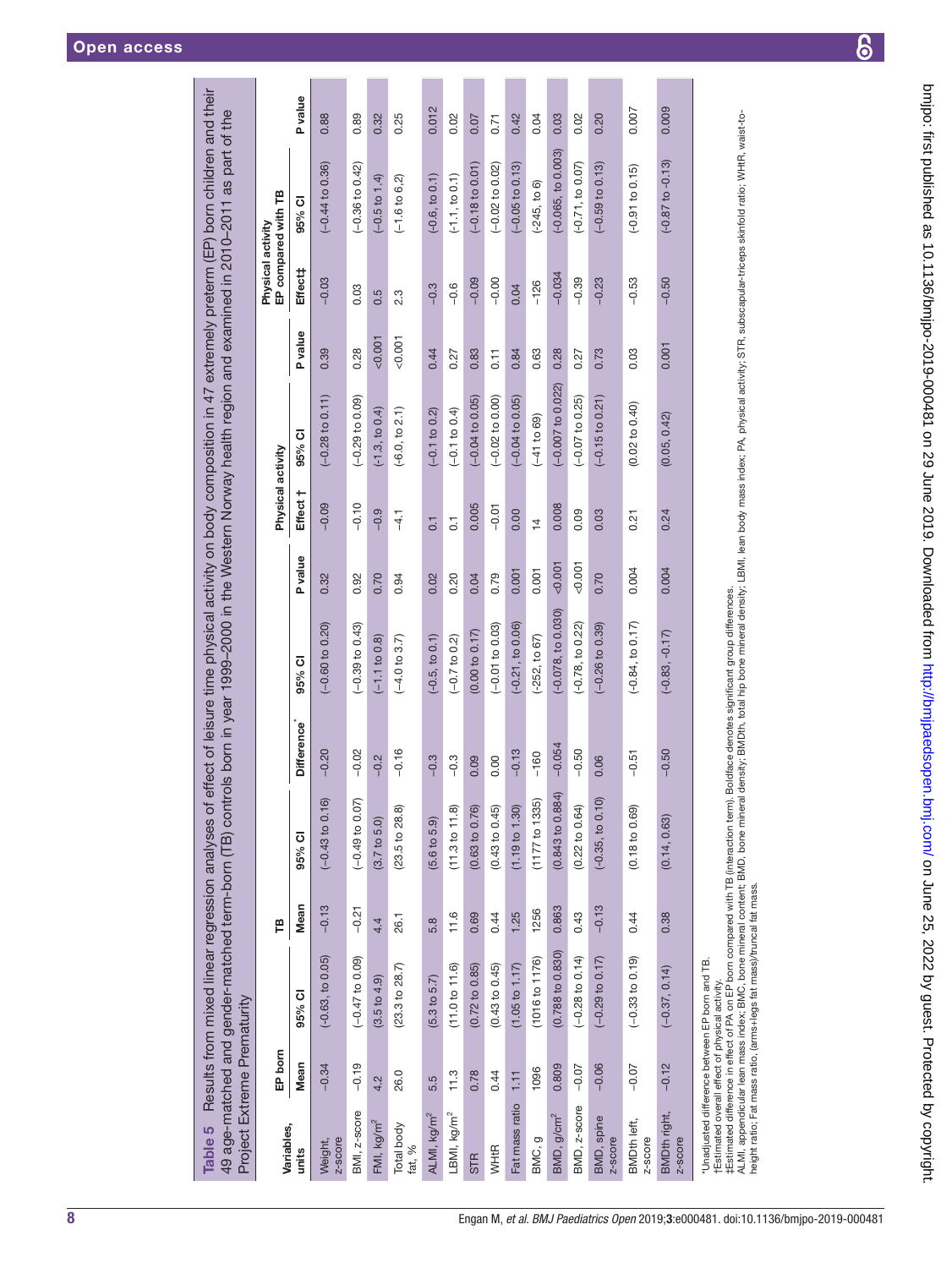**Table 5** Results from mixed linear regression analyses of effect of leisure time physical activity on body composition in 47 extremely preterm (EP) born children and their 49 age-matched and gender-matched term-born (TB) controls born in year 1999–2000 in the Western Norway health region and examined in 2010–2011 as part of the Project Extreme Prematurity

| Variables, units | EP born | | TB | | | | | Physical activity | | | Physical activity EP compared with TB | | |
|---|---|---|---|---|---|---|---|---|---|---|---|---|---|
| | Mean | 95% CI | Mean | 95% CI | Difference* | 95% CI | P value | Effect † | 95% CI | P value | Effect‡ | 95% CI | P value |
| Weight, z-score | −0.34 | (-0.63, to 0.05) | −0.13 | (−0.43 to 0.16) | −0.20 | (−0.60 to 0.20) | 0.32 | −0.09 | (−0.28 to 0.11) | 0.39 | −0.03 | (−0.44 to 0.36) | 0.88 |
| BMI, z-score | −0.19 | (−0.47 to 0.09) | −0.21 | (−0.49 to 0.07) | −0.02 | (−0.39 to 0.43) | 0.92 | −0.10 | (−0.29 to 0.09) | 0.28 | 0.03 | (−0.36 to 0.42) | 0.89 |
| FMI, kg/m$^2$ | 4.2 | (3.5 to 4.9) | 4.4 | (3.7 to 5.0) | −0.2 | (−1.1 to 0.8) | 0.70 | −0.9 | (−1.3, to 0.4) | <0.001 | 0.5 | (−0.5 to 1.4) | 0.32 |
| Total body fat, % | 26.0 | (23.3 to 28.7) | 26.1 | (23.5 to 28.8) | −0.16 | (−4.0 to 3.7) | 0.94 | −4.1 | (-6.0, to 2.1) | <0.001 | 2.3 | (−1.6 to 6.2) | 0.25 |
| ALMI, kg/m$^2$ | 5.5 | (5.3 to 5.7) | 5.8 | (5.6 to 5.9) | −0.3 | (-0.5, to 0.1) | 0.02 | 0.1 | (−0.1 to 0.2) | 0.44 | −0.3 | (-0.6, to 0.1) | 0.012 |
| LBMI, kg/m$^2$ | 11.3 | (11.0 to 11.6) | 11.6 | (11.3 to 11.8) | −0.3 | (−0.7 to 0.2) | 0.20 | 0.1 | (−0.1 to 0.4) | 0.27 | −0.6 | (-1.1, to 0.1) | 0.02 |
| STR | 0.78 | (0.72 to 0.85) | 0.69 | (0.63 to 0.76) | 0.09 | (0.00 to 0.17) | 0.04 | 0.005 | (−0.04 to 0.05) | 0.83 | −0.09 | (−0.18 to 0.01) | 0.07 |
| WHtR | 0.44 | (0.43 to 0.45) | 0.44 | (0.43 to 0.45) | 0.00 | (−0.01 to 0.03) | 0.79 | −0.01 | (−0.02 to 0.00) | 0.11 | −0.00 | (−0.02 to 0.02) | 0.71 |
| Fat mass ratio | 1.11 | (1.05 to 1.17) | 1.25 | (1.19 to 1.30) | −0.13 | (−0.21, to 0.06) | 0.001 | 0.00 | (−0.04 to 0.05) | 0.84 | 0.04 | (−0.05 to 0.13) | 0.42 |
| BMC, g | 1096 | (1016 to 1176) | 1256 | (1177 to 1335) | −160 | (-252, to 67) | 0.001 | 14 | (−41 to 69) | 0.63 | −126 | (-245, to 6) | 0.04 |
| BMD, g/cm$^2$ | 0.809 | (0.788 to 0.830) | 0.863 | (0.843 to 0.884) | −0.054 | (−0.078, to 0.030) | <0.001 | 0.008 | (−0.007 to 0.022) | 0.28 | −0.034 | (-0.065, to 0.003) | 0.03 |
| BMD, z-score | −0.07 | (−0.28 to 0.14) | 0.43 | (0.22 to 0.64) | −0.50 | (−0.78, to 0.22) | <0.001 | 0.09 | (−0.07 to 0.25) | 0.27 | −0.39 | (−0.71, to 0.07) | 0.02 |
| BMD, spine z-score | −0.06 | (−0.29 to 0.17) | −0.13 | (-0.35, to 0.10) | 0.06 | (−0.26 to 0.39) | 0.70 | 0.03 | (−0.15 to 0.21) | 0.73 | −0.23 | (−0.59 to 0.13) | 0.20 |
| BMDth left, z-score | −0.07 | (−0.33 to 0.19) | 0.44 | (0.18 to 0.69) | −0.51 | (−0.84, to 0.17) | 0.004 | 0.21 | (0.02 to 0.40) | 0.03 | −0.53 | (-0.91 to 0.15) | 0.007 |
| BMDth right, z-score | −0.12 | (−0.37, 0.14) | 0.38 | (0.14, 0.63) | −0.50 | (-0.83, -0.17) | 0.004 | 0.24 | (0.05, 0.42) | 0.001 | −0.50 | (-0.87 to -0.13) | 0.009 |

*Unadjusted difference between EP born and TB.
†Estimated overall effect of physical activity.
‡Estimated difference in effect of PA on EP born compared with TB (interaction term). Boldface denotes significant group differences.
ALMI, appendicular lean mass index; BMC, bone mineral content; BMD, bone mineral density; BMDth, total hip bone mineral density; LBMI, lean body mass index; PA, physical activity; STR, subscapular-triceps skinfold ratio; WHtR, waist-to-height ratio; Fat mass ratio, (arms+legs fat mass)/truncal fat mass.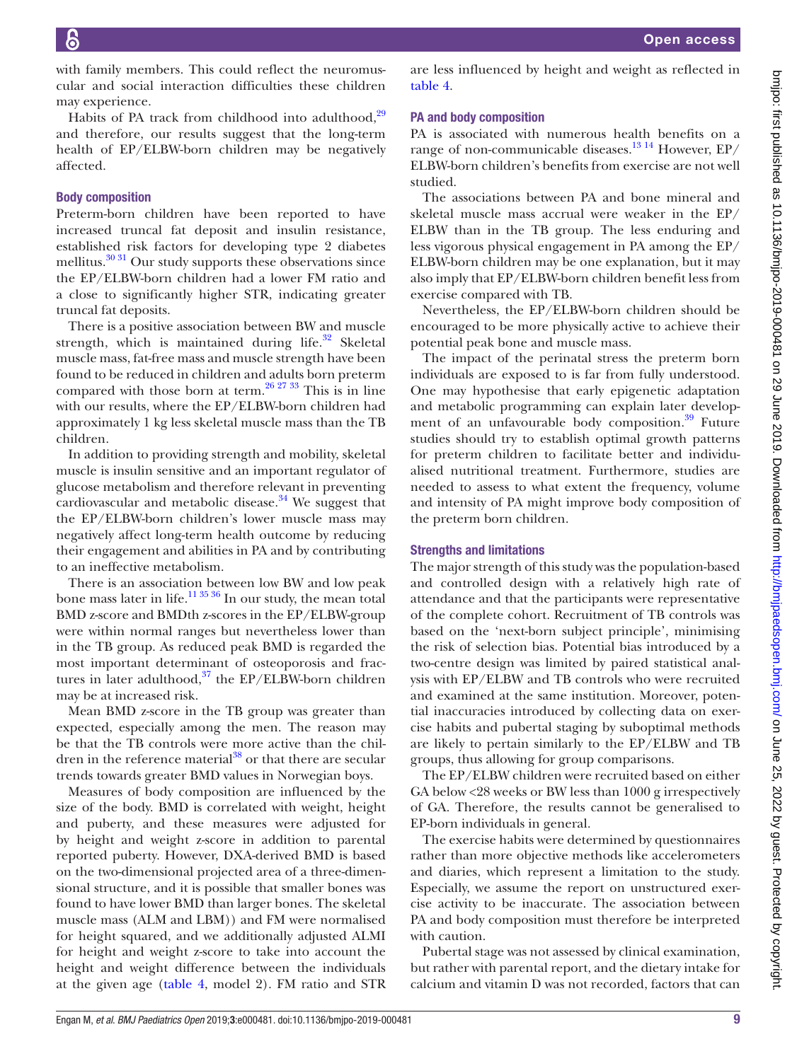with family members. This could reflect the neuromuscular and social interaction difficulties these children may experience.

Habits of PA track from childhood into adulthood,[29] and therefore, our results suggest that the long-term health of EP/ELBW-born children may be negatively affected.

### Body composition

Preterm-born children have been reported to have increased truncal fat deposit and insulin resistance, established risk factors for developing type 2 diabetes mellitus.[30 31] Our study supports these observations since the EP/ELBW-born children had a lower FM ratio and a close to significantly higher STR, indicating greater truncal fat deposits.

There is a positive association between BW and muscle strength, which is maintained during life.[32] Skeletal muscle mass, fat-free mass and muscle strength have been found to be reduced in children and adults born preterm compared with those born at term.[26 27 33] This is in line with our results, where the EP/ELBW-born children had approximately 1 kg less skeletal muscle mass than the TB children.

In addition to providing strength and mobility, skeletal muscle is insulin sensitive and an important regulator of glucose metabolism and therefore relevant in preventing cardiovascular and metabolic disease.[34] We suggest that the EP/ELBW-born children's lower muscle mass may negatively affect long-term health outcome by reducing their engagement and abilities in PA and by contributing to an ineffective metabolism.

There is an association between low BW and low peak bone mass later in life.[11 35 36] In our study, the mean total BMD z-score and BMDth z-scores in the EP/ELBW-group were within normal ranges but nevertheless lower than in the TB group. As reduced peak BMD is regarded the most important determinant of osteoporosis and fractures in later adulthood,[37] the EP/ELBW-born children may be at increased risk.

Mean BMD z-score in the TB group was greater than expected, especially among the men. The reason may be that the TB controls were more active than the children in the reference material[38] or that there are secular trends towards greater BMD values in Norwegian boys.

Measures of body composition are influenced by the size of the body. BMD is correlated with weight, height and puberty, and these measures were adjusted for by height and weight z-score in addition to parental reported puberty. However, DXA-derived BMD is based on the two-dimensional projected area of a three-dimensional structure, and it is possible that smaller bones was found to have lower BMD than larger bones. The skeletal muscle mass (ALM and LBM)) and FM were normalised for height squared, and we additionally adjusted ALMI for height and weight z-score to take into account the height and weight difference between the individuals at the given age (table 4, model 2). FM ratio and STR are less influenced by height and weight as reflected in table 4.

### PA and body composition

PA is associated with numerous health benefits on a range of non-communicable diseases.[13 14] However, EP/ELBW-born children's benefits from exercise are not well studied.

The associations between PA and bone mineral and skeletal muscle mass accrual were weaker in the EP/ELBW than in the TB group. The less enduring and less vigorous physical engagement in PA among the EP/ELBW-born children may be one explanation, but it may also imply that EP/ELBW-born children benefit less from exercise compared with TB.

Nevertheless, the EP/ELBW-born children should be encouraged to be more physically active to achieve their potential peak bone and muscle mass.

The impact of the perinatal stress the preterm born individuals are exposed to is far from fully understood. One may hypothesise that early epigenetic adaptation and metabolic programming can explain later development of an unfavourable body composition.[39] Future studies should try to establish optimal growth patterns for preterm children to facilitate better and individualised nutritional treatment. Furthermore, studies are needed to assess to what extent the frequency, volume and intensity of PA might improve body composition of the preterm born children.

### Strengths and limitations

The major strength of this study was the population-based and controlled design with a relatively high rate of attendance and that the participants were representative of the complete cohort. Recruitment of TB controls was based on the 'next-born subject principle', minimising the risk of selection bias. Potential bias introduced by a two-centre design was limited by paired statistical analysis with EP/ELBW and TB controls who were recruited and examined at the same institution. Moreover, potential inaccuracies introduced by collecting data on exercise habits and pubertal staging by suboptimal methods are likely to pertain similarly to the EP/ELBW and TB groups, thus allowing for group comparisons.

The EP/ELBW children were recruited based on either GA below <28 weeks or BW less than 1000 g irrespectively of GA. Therefore, the results cannot be generalised to EP-born individuals in general.

The exercise habits were determined by questionnaires rather than more objective methods like accelerometers and diaries, which represent a limitation to the study. Especially, we assume the report on unstructured exercise activity to be inaccurate. The association between PA and body composition must therefore be interpreted with caution.

Pubertal stage was not assessed by clinical examination, but rather with parental report, and the dietary intake for calcium and vitamin D was not recorded, factors that can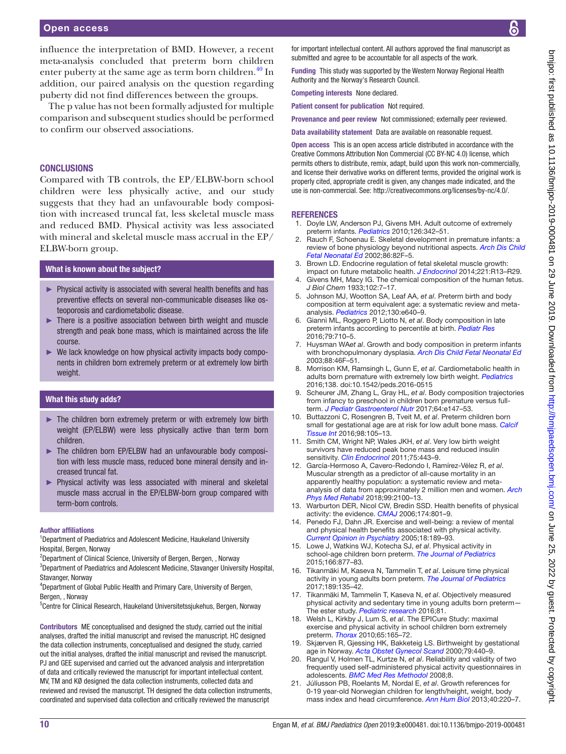influence the interpretation of BMD. However, a recent meta-analysis concluded that preterm born children enter puberty at the same age as term born children.[40] In addition, our paired analysis on the question regarding puberty did not find differences between the groups.

The p value has not been formally adjusted for multiple comparison and subsequent studies should be performed to confirm our observed associations.

## CONCLUSIONS

Compared with TB controls, the EP/ELBW-born school children were less physically active, and our study suggests that they had an unfavourable body composition with increased truncal fat, less skeletal muscle mass and reduced BMD. Physical activity was less associated with mineral and skeletal muscle mass accrual in the EP/ELBW-born group.

### What is known about the subject?

- Physical activity is associated with several health benefits and has preventive effects on several non-communicable diseases like osteoporosis and cardiometabolic disease.
- There is a positive association between birth weight and muscle strength and peak bone mass, which is maintained across the life course.
- We lack knowledge on how physical activity impacts body components in children born extremely preterm or at extremely low birth weight.

### What this study adds?

- The children born extremely preterm or with extremely low birth weight (EP/ELBW) were less physically active than term born children.
- The children born EP/ELBW had an unfavourable body composition with less muscle mass, reduced bone mineral density and increased truncal fat.
- Physical activity was less associated with mineral and skeletal muscle mass accrual in the EP/ELBW-born group compared with term-born controls.

**Author affiliations**

[1]Department of Paediatrics and Adolescent Medicine, Haukeland University Hospital, Bergen, Norway
[2]Department of Clinical Science, University of Bergen, Bergen, , Norway
[3]Department of Paediatrics and Adolescent Medicine, Stavanger University Hospital, Stavanger, Norway
[4]Department of Global Public Health and Primary Care, University of Bergen, Bergen, , Norway
[5]Centre for Clinical Research, Haukeland Universitetssjukehus, Bergen, Norway

**Contributors** ME conceptualised and designed the study, carried out the initial analyses, drafted the initial manuscript and revised the manuscript. HC designed the data collection instruments, conceptualised and designed the study, carried out the initial analyses, drafted the initial manuscript and revised the manuscript. PJ and GEE supervised and carried out the advanced analysis and interpretation of data and critically reviewed the manuscript for important intellectual content. MV, TM and KØ designed the data collection instruments, collected data and reviewed and revised the manuscript. TH designed the data collection instruments, coordinated and supervised data collection and critically reviewed the manuscript for important intellectual content. All authors approved the final manuscript as submitted and agree to be accountable for all aspects of the work.

**Funding** This study was supported by the Western Norway Regional Health Authority and the Norway's Research Council.

**Competing interests** None declared.

**Patient consent for publication** Not required.

**Provenance and peer review** Not commissioned; externally peer reviewed.

**Data availability statement** Data are available on reasonable request.

**Open access** This is an open access article distributed in accordance with the Creative Commons Attribution Non Commercial (CC BY-NC 4.0) license, which permits others to distribute, remix, adapt, build upon this work non-commercially, and license their derivative works on different terms, provided the original work is properly cited, appropriate credit is given, any changes made indicated, and the use is non-commercial. See: http://creativecommons.org/licenses/by-nc/4.0/.

## REFERENCES

1. Doyle LW, Anderson PJ, Givens MH. Adult outcome of extremely preterm infants. *Pediatrics* 2010;126:342–51.
2. Rauch F, Schoenau E. Skeletal development in premature infants: a review of bone physiology beyond nutritional aspects. *Arch Dis Child Fetal Neonatal Ed* 2002;86:82F–5.
3. Brown LD. Endocrine regulation of fetal skeletal muscle growth: impact on future metabolic health. *J Endocrinol* 2014;221:R13–R29.
4. Givens MH, Macy IG. The chemical composition of the human fetus. *J Biol Chem* 1933;102:7–17.
5. Johnson MJ, Wootton SA, Leaf AA, *et al*. Preterm birth and body composition at term equivalent age: a systematic review and meta-analysis. *Pediatrics* 2012;130:e640–9.
6. Giannì ML, Roggero P, Liotto N, *et al*. Body composition in late preterm infants according to percentile at birth. *Pediatr Res* 2016;79:710–5.
7. Huysman WAet *al*. Growth and body composition in preterm infants with bronchopulmonary dysplasia. *Arch Dis Child Fetal Neonatal Ed* 2003;88:46F–51.
8. Morrison KM, Ramsingh L, Gunn E, *et al*. Cardiometabolic health in adults born premature with extremely low birth weight. *Pediatrics* 2016;138. doi:10.1542/peds.2016-0515
9. Scheurer JM, Zhang L, Gray HL, *et al*. Body composition trajectories from infancy to preschool in children born premature versus full-term. *J Pediatr Gastroenterol Nutr* 2017;64:e147–53.
10. Buttazzoni C, Rosengren B, Tveit M, *et al*. Preterm children born small for gestational age are at risk for low adult bone mass. *Calcif Tissue Int* 2016;98:105–13.
11. Smith CM, Wright NP, Wales JKH, *et al*. Very low birth weight survivors have reduced peak bone mass and reduced insulin sensitivity. *Clin Endocrinol* 2011;75:443–9.
12. García-Hermoso A, Cavero-Redondo I, Ramírez-Vélez R, *et al*. Muscular strength as a predictor of all-cause mortality in an apparently healthy population: a systematic review and meta-analysis of data from approximately 2 million men and women. *Arch Phys Med Rehabil* 2018;99:2100–13.
13. Warburton DER, Nicol CW, Bredin SSD. Health benefits of physical activity: the evidence. *CMAJ* 2006;174:801–9.
14. Penedo FJ, Dahn JR. Exercise and well-being: a review of mental and physical health benefits associated with physical activity. *Current Opinion in Psychiatry* 2005;18:189–93.
15. Lowe J, Watkins WJ, Kotecha SJ, *et al*. Physical activity in school-age children born preterm. *The Journal of Pediatrics* 2015;166:877–83.
16. Tikanmäki M, Kaseva N, Tammelin T, *et al*. Leisure time physical activity in young adults born preterm. *The Journal of Pediatrics* 2017;189:135–42.
17. Tikanmäki M, Tammelin T, Kaseva N, *et al*. Objectively measured physical activity and sedentary time in young adults born preterm—The ester study. *Pediatric research* 2016;81.
18. Welsh L, Kirkby J, Lum S, *et al*. The EPICure Study: maximal exercise and physical activity in school children born extremely preterm. *Thorax* 2010;65:165–72.
19. Skjærven R, Gjessing HK, Bakketeig LS. Birthweight by gestational age in Norway. *Acta Obstet Gynecol Scand* 2000;79:440–9.
20. Rangul V, Holmen TL, Kurtze N, *et al*. Reliability and validity of two frequently used self-administered physical activity questionnaires in adolescents. *BMC Med Res Methodol* 2008;8.
21. Júlíusson PB, Roelants M, Nordal E, *et al*. Growth references for 0-19 year-old Norwegian children for length/height, weight, body mass index and head circumference. *Ann Hum Biol* 2013;40:220–7.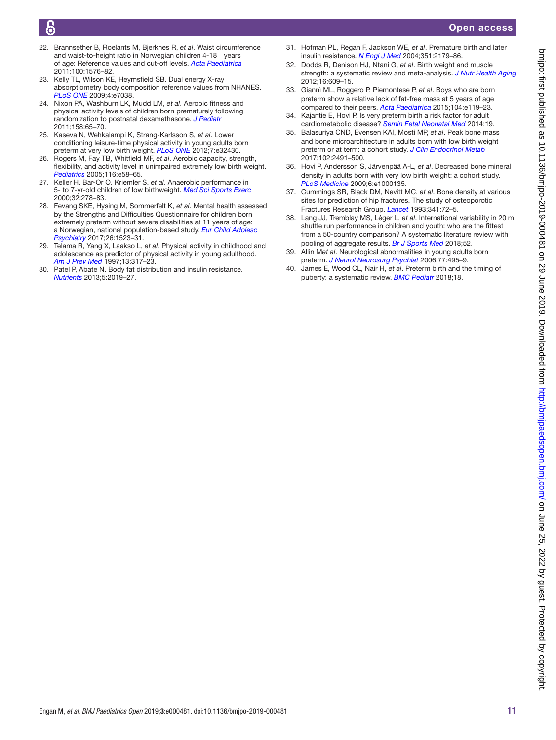22. Brannsether B, Roelants M, Bjerknes R, *et al*. Waist circumference and waist-to-height ratio in Norwegian children 4-18 years of age: Reference values and cut-off levels. *Acta Paediatrica* 2011;100:1576–82.
23. Kelly TL, Wilson KE, Heymsfield SB. Dual energy X-ray absorptiometry body composition reference values from NHANES. *PLoS ONE* 2009;4:e7038.
24. Nixon PA, Washburn LK, Mudd LM, *et al*. Aerobic fitness and physical activity levels of children born prematurely following randomization to postnatal dexamethasone. *J Pediatr* 2011;158:65–70.
25. Kaseva N, Wehkalampi K, Strang-Karlsson S, *et al*. Lower conditioning leisure-time physical activity in young adults born preterm at very low birth weight. *PLoS ONE* 2012;7:e32430.
26. Rogers M, Fay TB, Whitfield MF, *et al*. Aerobic capacity, strength, flexibility, and activity level in unimpaired extremely low birth weight. *Pediatrics* 2005;116:e58–65.
27. Keller H, Bar-Or O, Kriemler S, *et al*. Anaerobic performance in 5- to 7-yr-old children of low birthweight. *Med Sci Sports Exerc* 2000;32:278–83.
28. Fevang SKE, Hysing M, Sommerfelt K, *et al*. Mental health assessed by the Strengths and Difficulties Questionnaire for children born extremely preterm without severe disabilities at 11 years of age: a Norwegian, national population-based study. *Eur Child Adolesc Psychiatry* 2017;26:1523–31.
29. Telama R, Yang X, Laakso L, *et al*. Physical activity in childhood and adolescence as predictor of physical activity in young adulthood. *Am J Prev Med* 1997;13:317–23.
30. Patel P, Abate N. Body fat distribution and insulin resistance. *Nutrients* 2013;5:2019–27.
31. Hofman PL, Regan F, Jackson WE, *et al*. Premature birth and later insulin resistance. *N Engl J Med* 2004;351:2179–86.
32. Dodds R, Denison HJ, Ntani G, *et al*. Birth weight and muscle strength: a systematic review and meta-analysis. *J Nutr Health Aging* 2012;16:609–15.
33. Giannì ML, Roggero P, Piemontese P, *et al*. Boys who are born preterm show a relative lack of fat-free mass at 5 years of age compared to their peers. *Acta Paediatrica* 2015;104:e119–23.
34. Kajantie E, Hovi P. Is very preterm birth a risk factor for adult cardiometabolic disease? *Semin Fetal Neonatal Med* 2014;19.
35. Balasuriya CND, Evensen KAI, Mosti MP, *et al*. Peak bone mass and bone microarchitecture in adults born with low birth weight preterm or at term: a cohort study. *J Clin Endocrinol Metab* 2017;102:2491–500.
36. Hovi P, Andersson S, Järvenpää A-L, *et al*. Decreased bone mineral density in adults born with very low birth weight: a cohort study. *PLoS Medicine* 2009;6:e1000135.
37. Cummings SR, Black DM, Nevitt MC, *et al*. Bone density at various sites for prediction of hip fractures. The study of osteoporotic Fractures Research Group. *Lancet* 1993;341:72–5.
38. Lang JJ, Tremblay MS, Léger L, *et al*. International variability in 20 m shuttle run performance in children and youth: who are the fittest from a 50-country comparison? A systematic literature review with pooling of aggregate results. *Br J Sports Med* 2018;52.
39. Allin M*et al*. Neurological abnormalities in young adults born preterm. *J Neurol Neurosurg Psychiat* 2006;77:495–9.
40. James E, Wood CL, Nair H, *et al*. Preterm birth and the timing of puberty: a systematic review. *BMC Pediatr* 2018;18.